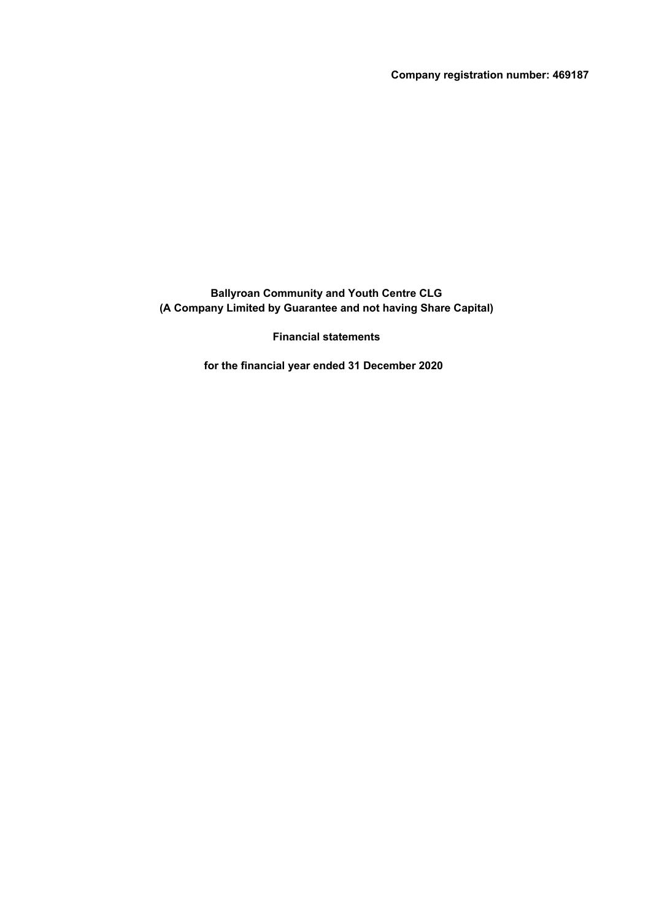**Company registration number: 469187**

# Ballyroan Community and Youth Centre CLG
## (A Company Limited by Guarantee and not having Share Capital)

## Financial statements

## for the financial year ended 31 December 2020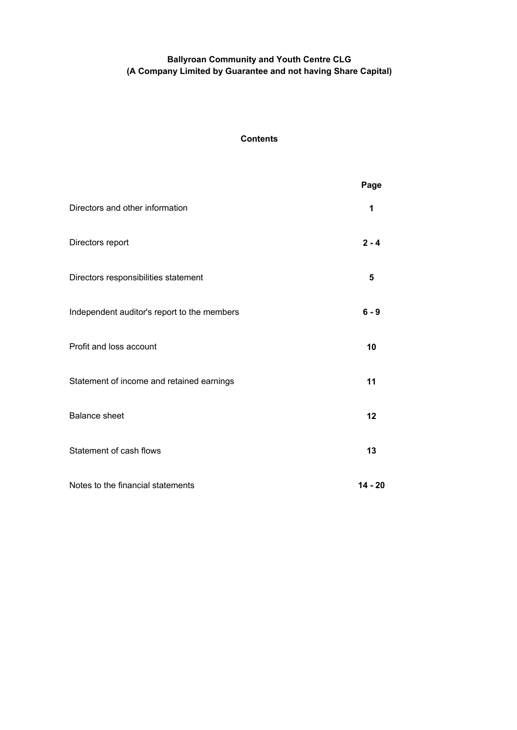**Ballyroan Community and Youth Centre CLG**
**(A Company Limited by Guarantee and not having Share Capital)**

## Contents

| | Page |
|---|---|
| Directors and other information | **1** |
| Directors report | **2 - 4** |
| Directors responsibilities statement | **5** |
| Independent auditor's report to the members | **6 - 9** |
| Profit and loss account | **10** |
| Statement of income and retained earnings | **11** |
| Balance sheet | **12** |
| Statement of cash flows | **13** |
| Notes to the financial statements | **14 - 20** |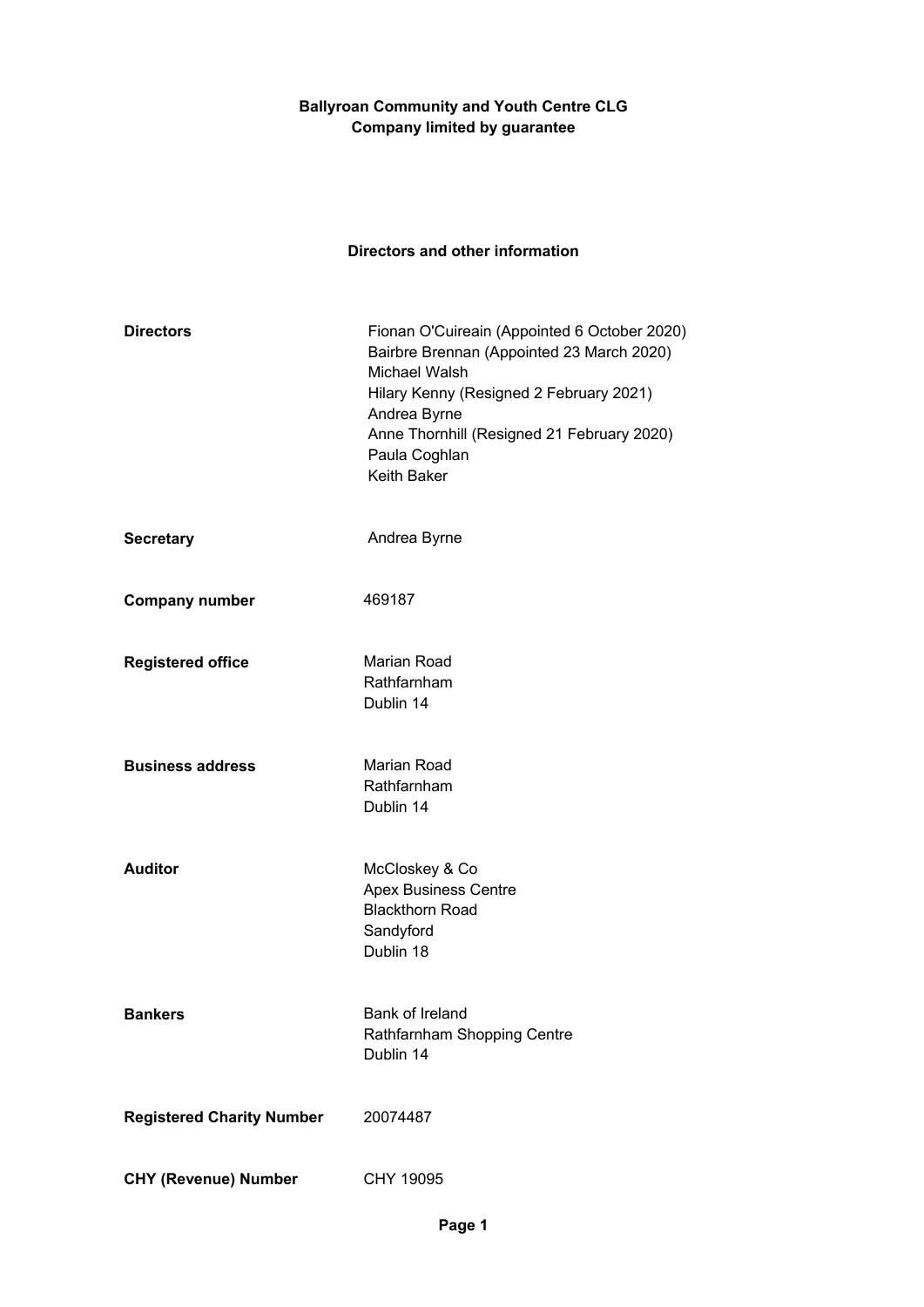**Ballyroan Community and Youth Centre CLG**
**Company limited by guarantee**

## Directors and other information

| | |
|---|---|
| **Directors** | Fionan O'Cuireain (Appointed 6 October 2020)<br>Bairbre Brennan (Appointed 23 March 2020)<br>Michael Walsh<br>Hilary Kenny (Resigned 2 February 2021)<br>Andrea Byrne<br>Anne Thornhill (Resigned 21 February 2020)<br>Paula Coghlan<br>Keith Baker |
| **Secretary** | Andrea Byrne |
| **Company number** | 469187 |
| **Registered office** | Marian Road<br>Rathfarnham<br>Dublin 14 |
| **Business address** | Marian Road<br>Rathfarnham<br>Dublin 14 |
| **Auditor** | McCloskey & Co<br>Apex Business Centre<br>Blackthorn Road<br>Sandyford<br>Dublin 18 |
| **Bankers** | Bank of Ireland<br>Rathfarnham Shopping Centre<br>Dublin 14 |
| **Registered Charity Number** | 20074487 |
| **CHY (Revenue) Number** | CHY 19095 |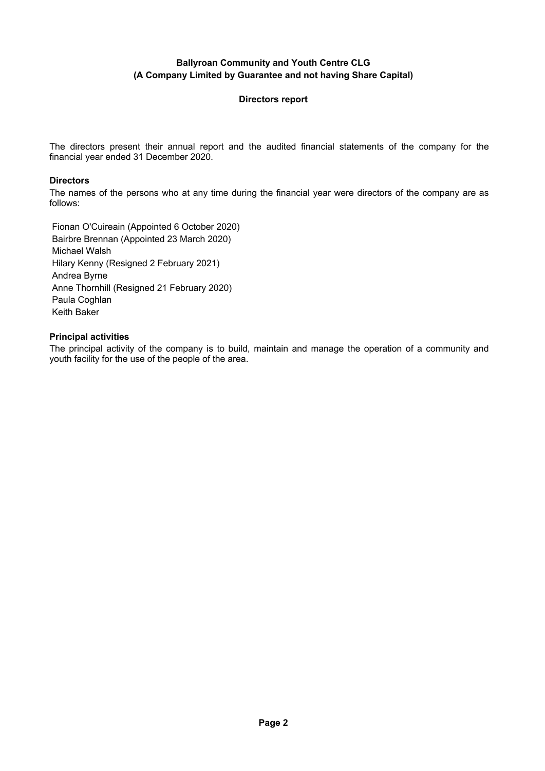**Ballyroan Community and Youth Centre CLG**
**(A Company Limited by Guarantee and not having Share Capital)**

## Directors report

The directors present their annual report and the audited financial statements of the company for the financial year ended 31 December 2020.

### Directors

The names of the persons who at any time during the financial year were directors of the company are as follows:

Fionan O'Cuireain (Appointed 6 October 2020)
Bairbre Brennan (Appointed 23 March 2020)
Michael Walsh
Hilary Kenny (Resigned 2 February 2021)
Andrea Byrne
Anne Thornhill (Resigned 21 February 2020)
Paula Coghlan
Keith Baker

### Principal activities

The principal activity of the company is to build, maintain and manage the operation of a community and youth facility for the use of the people of the area.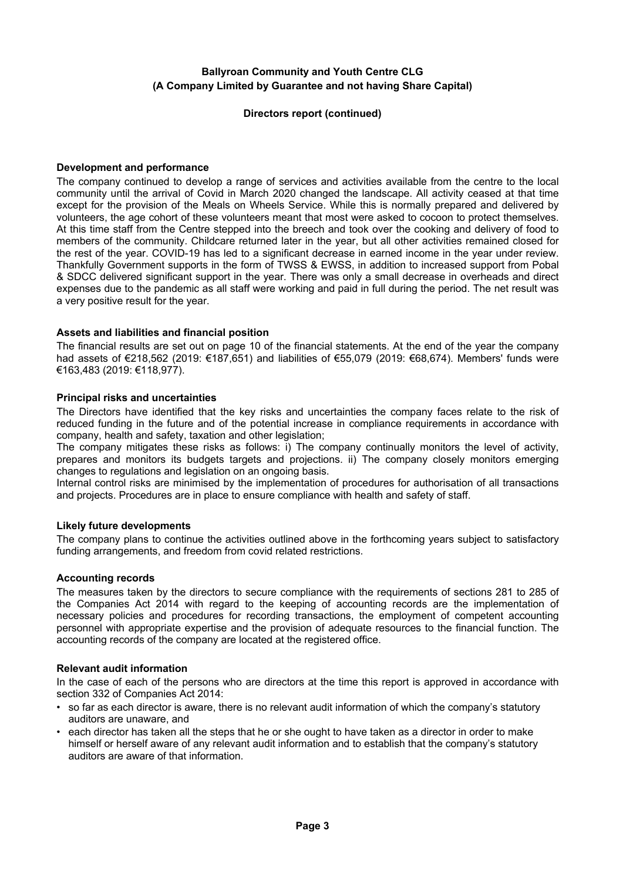**Ballyroan Community and Youth Centre CLG**
**(A Company Limited by Guarantee and not having Share Capital)**

**Directors report (continued)**

**Development and performance**

The company continued to develop a range of services and activities available from the centre to the local community until the arrival of Covid in March 2020 changed the landscape. All activity ceased at that time except for the provision of the Meals on Wheels Service. While this is normally prepared and delivered by volunteers, the age cohort of these volunteers meant that most were asked to cocoon to protect themselves. At this time staff from the Centre stepped into the breech and took over the cooking and delivery of food to members of the community. Childcare returned later in the year, but all other activities remained closed for the rest of the year. COVID-19 has led to a significant decrease in earned income in the year under review. Thankfully Government supports in the form of TWSS & EWSS, in addition to increased support from Pobal & SDCC delivered significant support in the year. There was only a small decrease in overheads and direct expenses due to the pandemic as all staff were working and paid in full during the period. The net result was a very positive result for the year.

**Assets and liabilities and financial position**

The financial results are set out on page 10 of the financial statements. At the end of the year the company had assets of €218,562 (2019: €187,651) and liabilities of €55,079 (2019: €68,674). Members' funds were €163,483 (2019: €118,977).

**Principal risks and uncertainties**

The Directors have identified that the key risks and uncertainties the company faces relate to the risk of reduced funding in the future and of the potential increase in compliance requirements in accordance with company, health and safety, taxation and other legislation;

The company mitigates these risks as follows: i) The company continually monitors the level of activity, prepares and monitors its budgets targets and projections. ii) The company closely monitors emerging changes to regulations and legislation on an ongoing basis.

Internal control risks are minimised by the implementation of procedures for authorisation of all transactions and projects. Procedures are in place to ensure compliance with health and safety of staff.

**Likely future developments**

The company plans to continue the activities outlined above in the forthcoming years subject to satisfactory funding arrangements, and freedom from covid related restrictions.

**Accounting records**

The measures taken by the directors to secure compliance with the requirements of sections 281 to 285 of the Companies Act 2014 with regard to the keeping of accounting records are the implementation of necessary policies and procedures for recording transactions, the employment of competent accounting personnel with appropriate expertise and the provision of adequate resources to the financial function. The accounting records of the company are located at the registered office.

**Relevant audit information**

In the case of each of the persons who are directors at the time this report is approved in accordance with section 332 of Companies Act 2014:

- so far as each director is aware, there is no relevant audit information of which the company's statutory auditors are unaware, and
- each director has taken all the steps that he or she ought to have taken as a director in order to make himself or herself aware of any relevant audit information and to establish that the company's statutory auditors are aware of that information.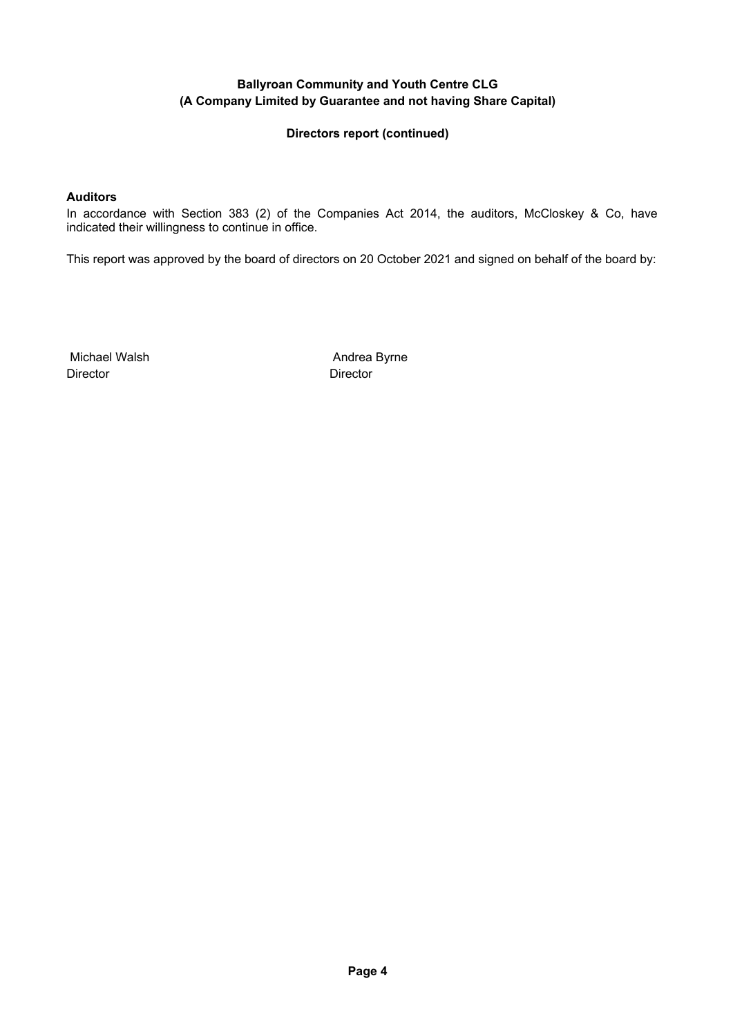**Ballyroan Community and Youth Centre CLG**
**(A Company Limited by Guarantee and not having Share Capital)**

**Directors report (continued)**

**Auditors**

In accordance with Section 383 (2) of the Companies Act 2014, the auditors, McCloskey & Co, have indicated their willingness to continue in office.

This report was approved by the board of directors on 20 October 2021 and signed on behalf of the board by:

| | |
|---|---|
| Michael Walsh | Andrea Byrne |
| Director | Director |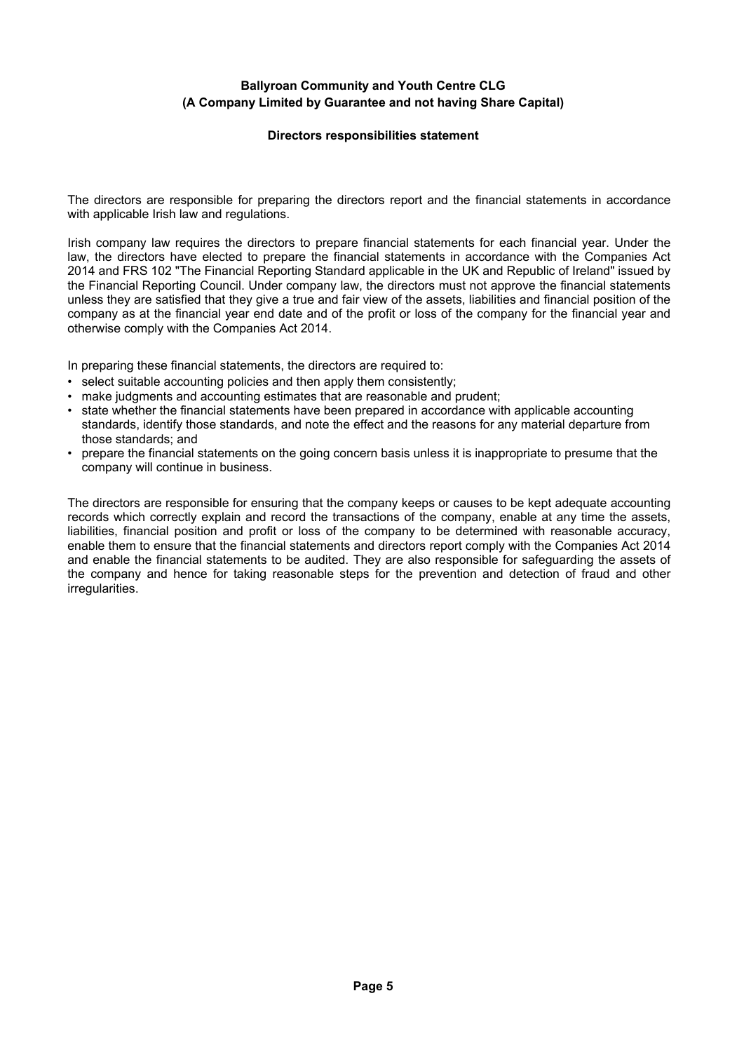**Ballyroan Community and Youth Centre CLG**
**(A Company Limited by Guarantee and not having Share Capital)**

## Directors responsibilities statement

The directors are responsible for preparing the directors report and the financial statements in accordance with applicable Irish law and regulations.

Irish company law requires the directors to prepare financial statements for each financial year. Under the law, the directors have elected to prepare the financial statements in accordance with the Companies Act 2014 and FRS 102 "The Financial Reporting Standard applicable in the UK and Republic of Ireland" issued by the Financial Reporting Council. Under company law, the directors must not approve the financial statements unless they are satisfied that they give a true and fair view of the assets, liabilities and financial position of the company as at the financial year end date and of the profit or loss of the company for the financial year and otherwise comply with the Companies Act 2014.

In preparing these financial statements, the directors are required to:

- select suitable accounting policies and then apply them consistently;
- make judgments and accounting estimates that are reasonable and prudent;
- state whether the financial statements have been prepared in accordance with applicable accounting standards, identify those standards, and note the effect and the reasons for any material departure from those standards; and
- prepare the financial statements on the going concern basis unless it is inappropriate to presume that the company will continue in business.

The directors are responsible for ensuring that the company keeps or causes to be kept adequate accounting records which correctly explain and record the transactions of the company, enable at any time the assets, liabilities, financial position and profit or loss of the company to be determined with reasonable accuracy, enable them to ensure that the financial statements and directors report comply with the Companies Act 2014 and enable the financial statements to be audited. They are also responsible for safeguarding the assets of the company and hence for taking reasonable steps for the prevention and detection of fraud and other irregularities.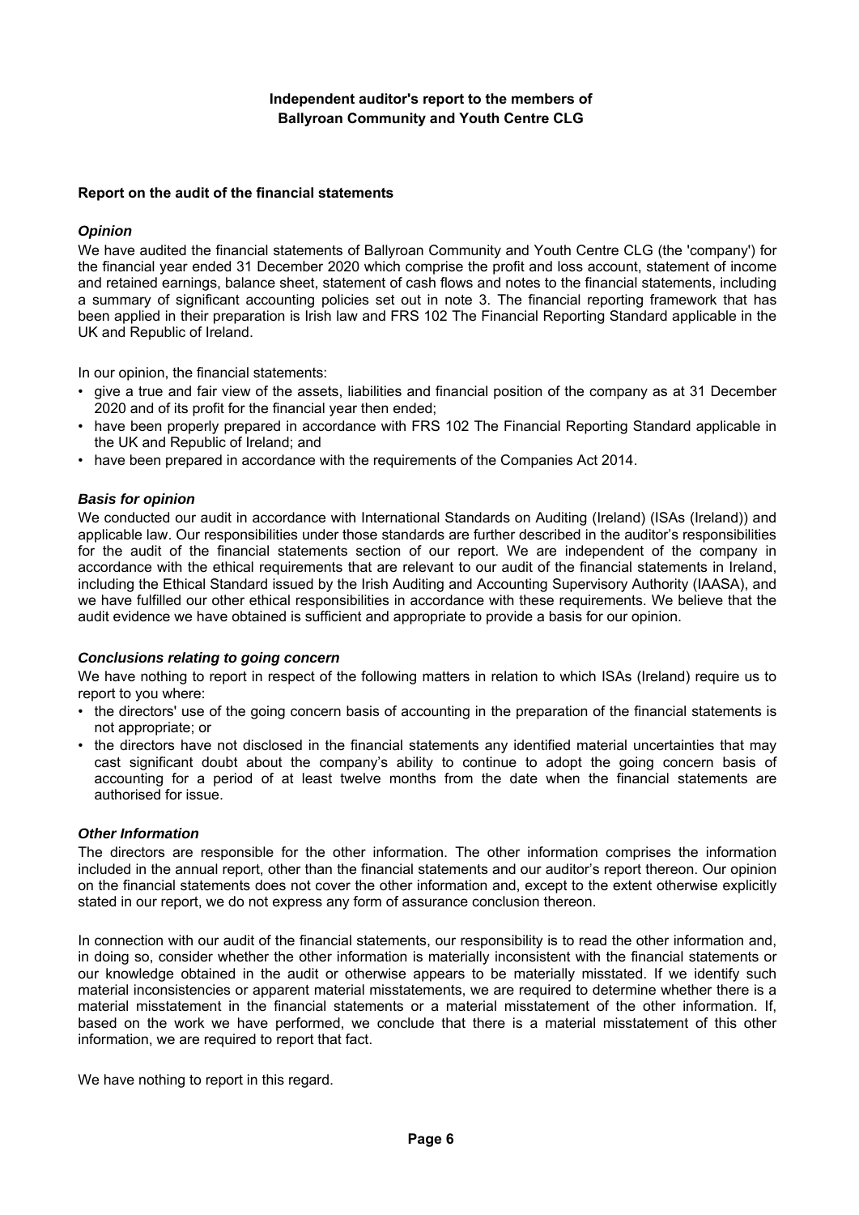**Independent auditor's report to the members of Ballyroan Community and Youth Centre CLG**

**Report on the audit of the financial statements**

***Opinion***

We have audited the financial statements of Ballyroan Community and Youth Centre CLG (the 'company') for the financial year ended 31 December 2020 which comprise the profit and loss account, statement of income and retained earnings, balance sheet, statement of cash flows and notes to the financial statements, including a summary of significant accounting policies set out in note 3. The financial reporting framework that has been applied in their preparation is Irish law and FRS 102 The Financial Reporting Standard applicable in the UK and Republic of Ireland.

In our opinion, the financial statements:

- give a true and fair view of the assets, liabilities and financial position of the company as at 31 December 2020 and of its profit for the financial year then ended;
- have been properly prepared in accordance with FRS 102 The Financial Reporting Standard applicable in the UK and Republic of Ireland; and
- have been prepared in accordance with the requirements of the Companies Act 2014.

***Basis for opinion***

We conducted our audit in accordance with International Standards on Auditing (Ireland) (ISAs (Ireland)) and applicable law. Our responsibilities under those standards are further described in the auditor's responsibilities for the audit of the financial statements section of our report. We are independent of the company in accordance with the ethical requirements that are relevant to our audit of the financial statements in Ireland, including the Ethical Standard issued by the Irish Auditing and Accounting Supervisory Authority (IAASA), and we have fulfilled our other ethical responsibilities in accordance with these requirements. We believe that the audit evidence we have obtained is sufficient and appropriate to provide a basis for our opinion.

***Conclusions relating to going concern***

We have nothing to report in respect of the following matters in relation to which ISAs (Ireland) require us to report to you where:

- the directors' use of the going concern basis of accounting in the preparation of the financial statements is not appropriate; or
- the directors have not disclosed in the financial statements any identified material uncertainties that may cast significant doubt about the company's ability to continue to adopt the going concern basis of accounting for a period of at least twelve months from the date when the financial statements are authorised for issue.

***Other Information***

The directors are responsible for the other information. The other information comprises the information included in the annual report, other than the financial statements and our auditor's report thereon. Our opinion on the financial statements does not cover the other information and, except to the extent otherwise explicitly stated in our report, we do not express any form of assurance conclusion thereon.

In connection with our audit of the financial statements, our responsibility is to read the other information and, in doing so, consider whether the other information is materially inconsistent with the financial statements or our knowledge obtained in the audit or otherwise appears to be materially misstated. If we identify such material inconsistencies or apparent material misstatements, we are required to determine whether there is a material misstatement in the financial statements or a material misstatement of the other information. If, based on the work we have performed, we conclude that there is a material misstatement of this other information, we are required to report that fact.

We have nothing to report in this regard.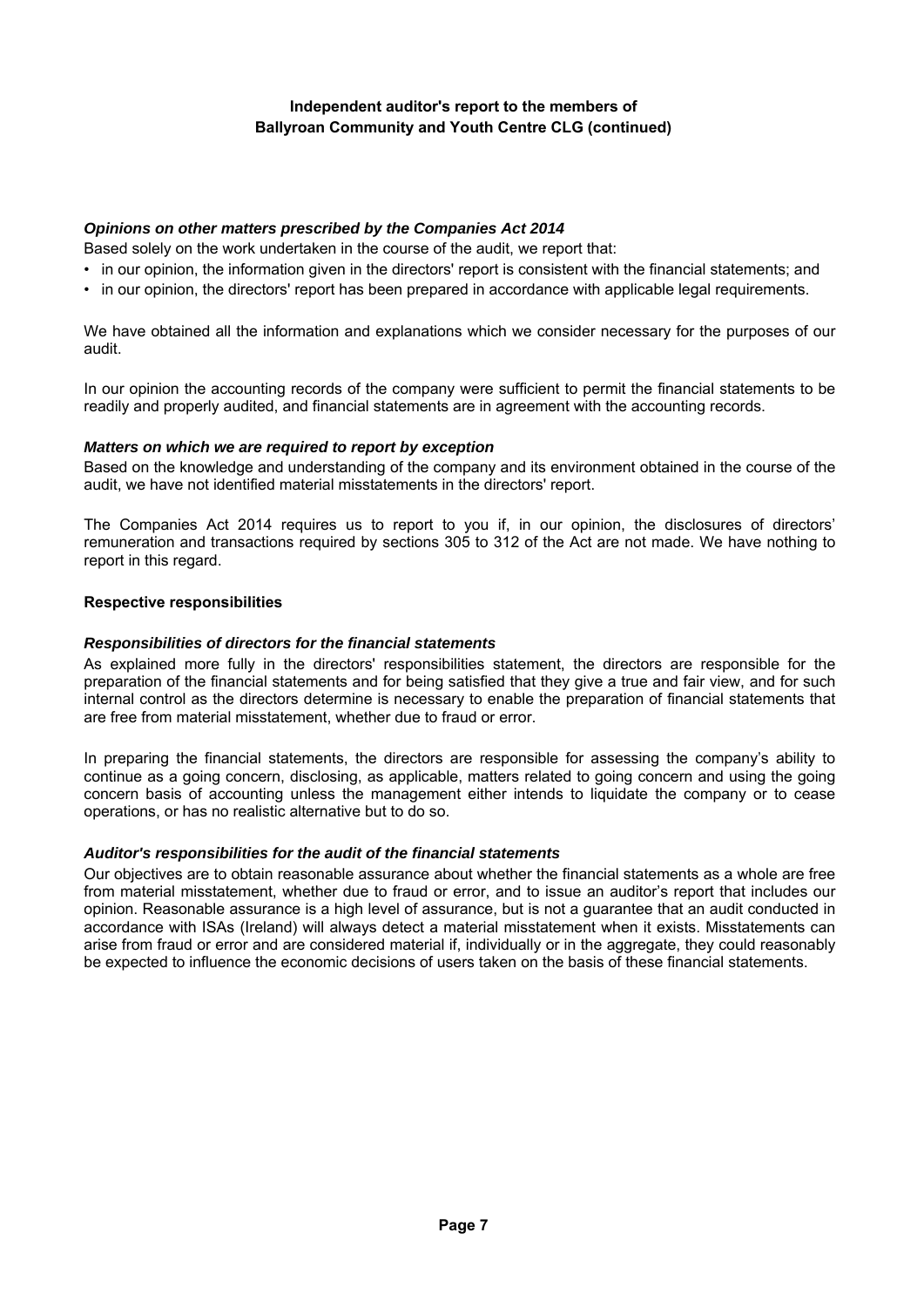## Independent auditor's report to the members of Ballyroan Community and Youth Centre CLG (continued)

***Opinions on other matters prescribed by the Companies Act 2014***

Based solely on the work undertaken in the course of the audit, we report that:

- in our opinion, the information given in the directors' report is consistent with the financial statements; and
- in our opinion, the directors' report has been prepared in accordance with applicable legal requirements.

We have obtained all the information and explanations which we consider necessary for the purposes of our audit.

In our opinion the accounting records of the company were sufficient to permit the financial statements to be readily and properly audited, and financial statements are in agreement with the accounting records.

***Matters on which we are required to report by exception***

Based on the knowledge and understanding of the company and its environment obtained in the course of the audit, we have not identified material misstatements in the directors' report.

The Companies Act 2014 requires us to report to you if, in our opinion, the disclosures of directors' remuneration and transactions required by sections 305 to 312 of the Act are not made. We have nothing to report in this regard.

**Respective responsibilities**

***Responsibilities of directors for the financial statements***

As explained more fully in the directors' responsibilities statement, the directors are responsible for the preparation of the financial statements and for being satisfied that they give a true and fair view, and for such internal control as the directors determine is necessary to enable the preparation of financial statements that are free from material misstatement, whether due to fraud or error.

In preparing the financial statements, the directors are responsible for assessing the company's ability to continue as a going concern, disclosing, as applicable, matters related to going concern and using the going concern basis of accounting unless the management either intends to liquidate the company or to cease operations, or has no realistic alternative but to do so.

***Auditor's responsibilities for the audit of the financial statements***

Our objectives are to obtain reasonable assurance about whether the financial statements as a whole are free from material misstatement, whether due to fraud or error, and to issue an auditor's report that includes our opinion. Reasonable assurance is a high level of assurance, but is not a guarantee that an audit conducted in accordance with ISAs (Ireland) will always detect a material misstatement when it exists. Misstatements can arise from fraud or error and are considered material if, individually or in the aggregate, they could reasonably be expected to influence the economic decisions of users taken on the basis of these financial statements.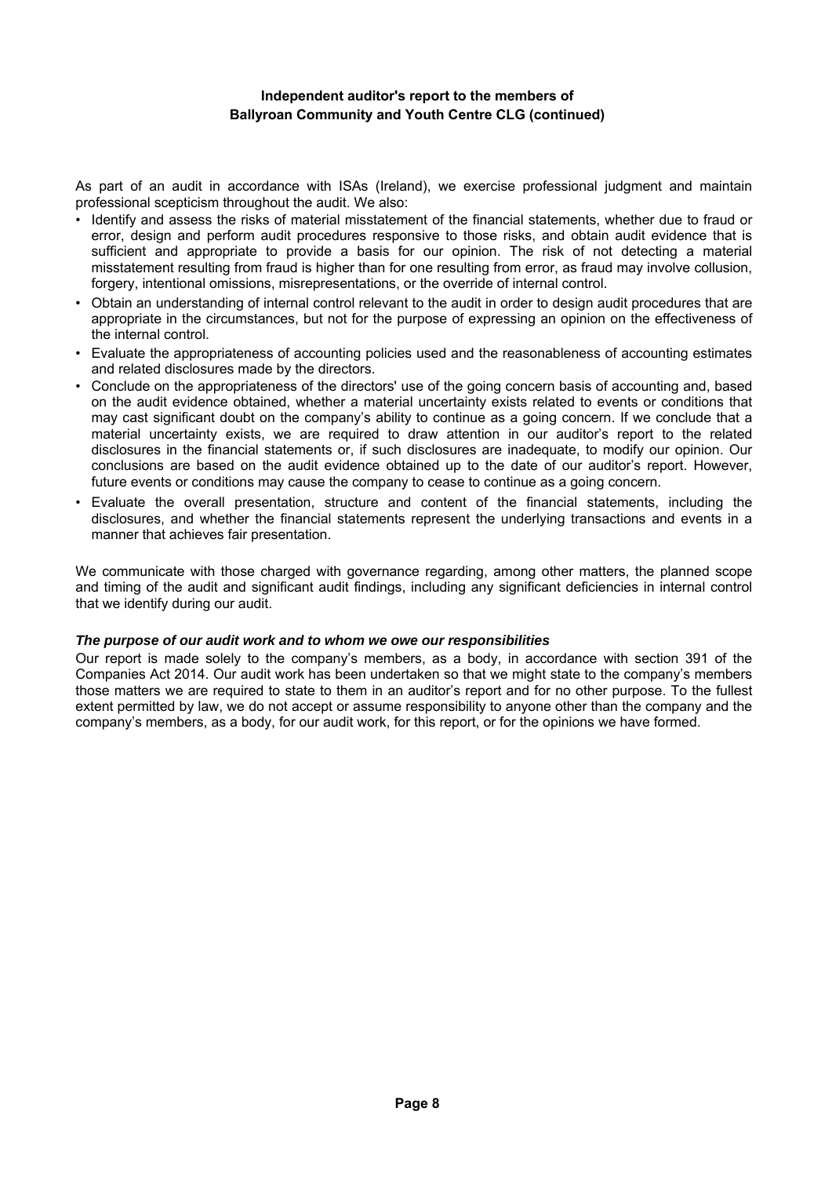As part of an audit in accordance with ISAs (Ireland), we exercise professional judgment and maintain professional scepticism throughout the audit. We also:

- Identify and assess the risks of material misstatement of the financial statements, whether due to fraud or error, design and perform audit procedures responsive to those risks, and obtain audit evidence that is sufficient and appropriate to provide a basis for our opinion. The risk of not detecting a material misstatement resulting from fraud is higher than for one resulting from error, as fraud may involve collusion, forgery, intentional omissions, misrepresentations, or the override of internal control.
- Obtain an understanding of internal control relevant to the audit in order to design audit procedures that are appropriate in the circumstances, but not for the purpose of expressing an opinion on the effectiveness of the internal control.
- Evaluate the appropriateness of accounting policies used and the reasonableness of accounting estimates and related disclosures made by the directors.
- Conclude on the appropriateness of the directors' use of the going concern basis of accounting and, based on the audit evidence obtained, whether a material uncertainty exists related to events or conditions that may cast significant doubt on the company's ability to continue as a going concern. If we conclude that a material uncertainty exists, we are required to draw attention in our auditor's report to the related disclosures in the financial statements or, if such disclosures are inadequate, to modify our opinion. Our conclusions are based on the audit evidence obtained up to the date of our auditor's report. However, future events or conditions may cause the company to cease to continue as a going concern.
- Evaluate the overall presentation, structure and content of the financial statements, including the disclosures, and whether the financial statements represent the underlying transactions and events in a manner that achieves fair presentation.

We communicate with those charged with governance regarding, among other matters, the planned scope and timing of the audit and significant audit findings, including any significant deficiencies in internal control that we identify during our audit.

***The purpose of our audit work and to whom we owe our responsibilities***

Our report is made solely to the company's members, as a body, in accordance with section 391 of the Companies Act 2014. Our audit work has been undertaken so that we might state to the company's members those matters we are required to state to them in an auditor's report and for no other purpose. To the fullest extent permitted by law, we do not accept or assume responsibility to anyone other than the company and the company's members, as a body, for our audit work, for this report, or for the opinions we have formed.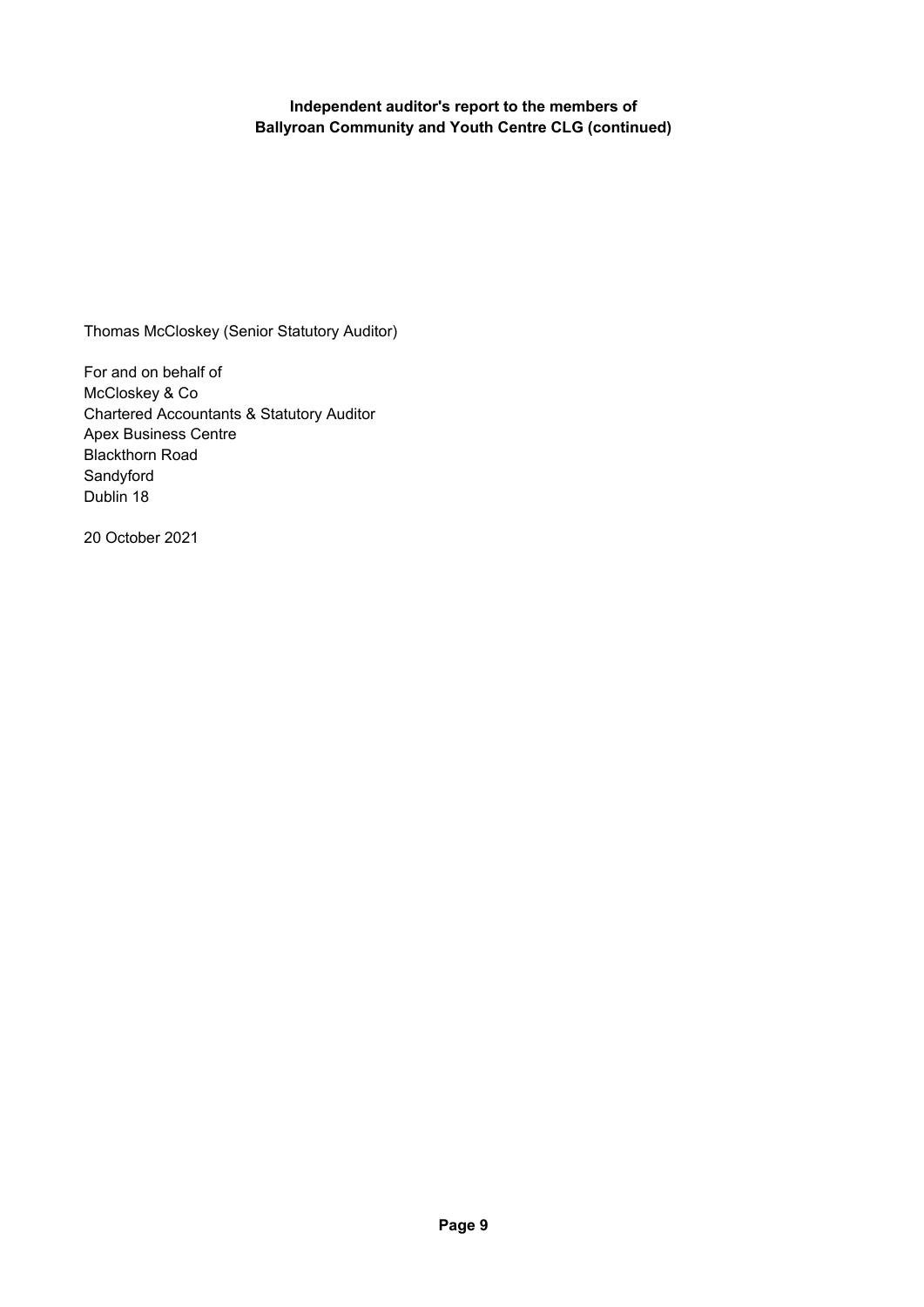**Independent auditor's report to the members of Ballyroan Community and Youth Centre CLG (continued)**

Thomas McCloskey (Senior Statutory Auditor)

For and on behalf of
McCloskey & Co
Chartered Accountants & Statutory Auditor
Apex Business Centre
Blackthorn Road
Sandyford
Dublin 18

20 October 2021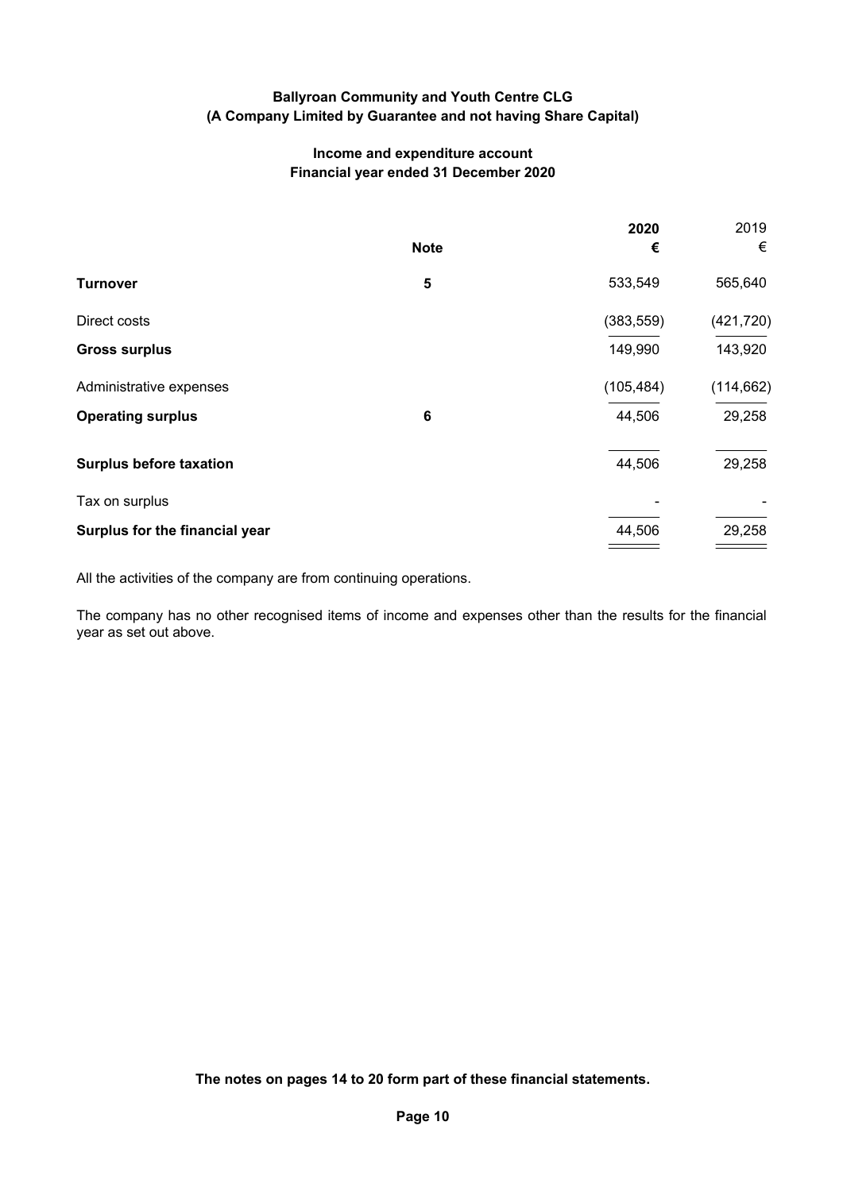**Ballyroan Community and Youth Centre CLG**
**(A Company Limited by Guarantee and not having Share Capital)**

**Income and expenditure account**
**Financial year ended 31 December 2020**

| | Note | 2020 € | 2019 € |
|---|---|---|---|
| **Turnover** | 5 | 533,549 | 565,640 |
| Direct costs | | (383,559) | (421,720) |
| **Gross surplus** | | 149,990 | 143,920 |
| Administrative expenses | | (105,484) | (114,662) |
| **Operating surplus** | 6 | 44,506 | 29,258 |
| **Surplus before taxation** | | 44,506 | 29,258 |
| Tax on surplus | | - | - |
| **Surplus for the financial year** | | 44,506 | 29,258 |

All the activities of the company are from continuing operations.

The company has no other recognised items of income and expenses other than the results for the financial year as set out above.

**The notes on pages 14 to 20 form part of these financial statements.**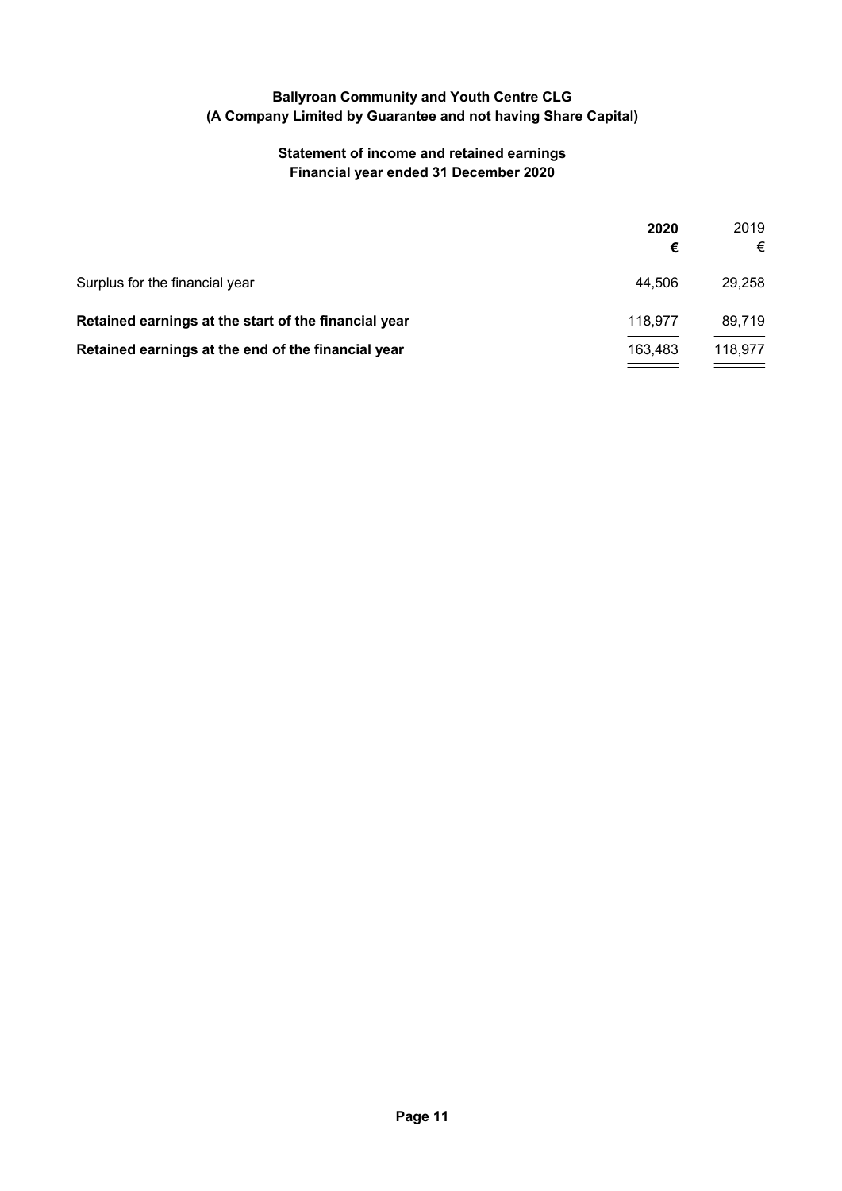**Ballyroan Community and Youth Centre CLG**
**(A Company Limited by Guarantee and not having Share Capital)**

## Statement of income and retained earnings
### Financial year ended 31 December 2020

| | **2020** | 2019 |
|---|---|---|
| | **€** | € |
| Surplus for the financial year | 44,506 | 29,258 |
| **Retained earnings at the start of the financial year** | 118,977 | 89,719 |
| **Retained earnings at the end of the financial year** | 163,483 | 118,977 |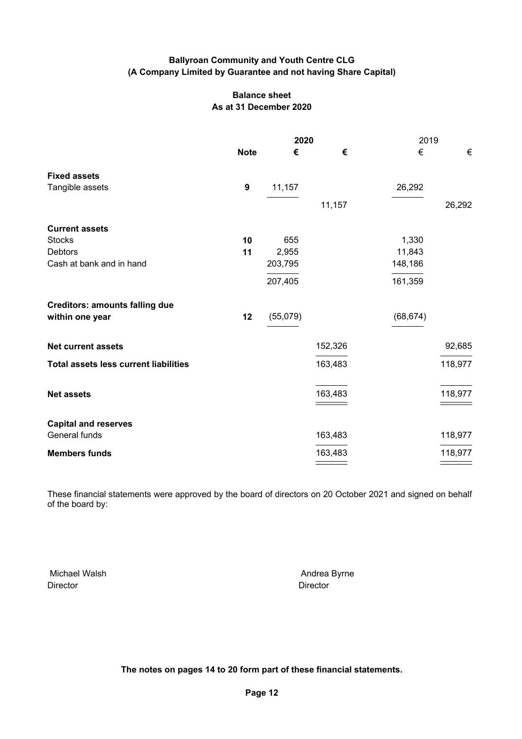**Ballyroan Community and Youth Centre CLG**
**(A Company Limited by Guarantee and not having Share Capital)**

**Balance sheet**
**As at 31 December 2020**

| | Note | 2020 € | 2020 € | 2019 € | 2019 € |
|---|---|---|---|---|---|
| **Fixed assets** | | | | | |
| Tangible assets | 9 | 11,157 | | 26,292 | |
| | | | 11,157 | | 26,292 |
| **Current assets** | | | | | |
| Stocks | 10 | 655 | | 1,330 | |
| Debtors | 11 | 2,955 | | 11,843 | |
| Cash at bank and in hand | | 203,795 | | 148,186 | |
| | | 207,405 | | 161,359 | |
| **Creditors: amounts falling due within one year** | 12 | (55,079) | | (68,674) | |
| **Net current assets** | | | 152,326 | | 92,685 |
| **Total assets less current liabilities** | | | 163,483 | | 118,977 |
| **Net assets** | | | 163,483 | | 118,977 |
| **Capital and reserves** | | | | | |
| General funds | | | 163,483 | | 118,977 |
| **Members funds** | | | 163,483 | | 118,977 |

These financial statements were approved by the board of directors on 20 October 2021 and signed on behalf of the board by:

Michael Walsh
Director

Andrea Byrne
Director

**The notes on pages 14 to 20 form part of these financial statements.**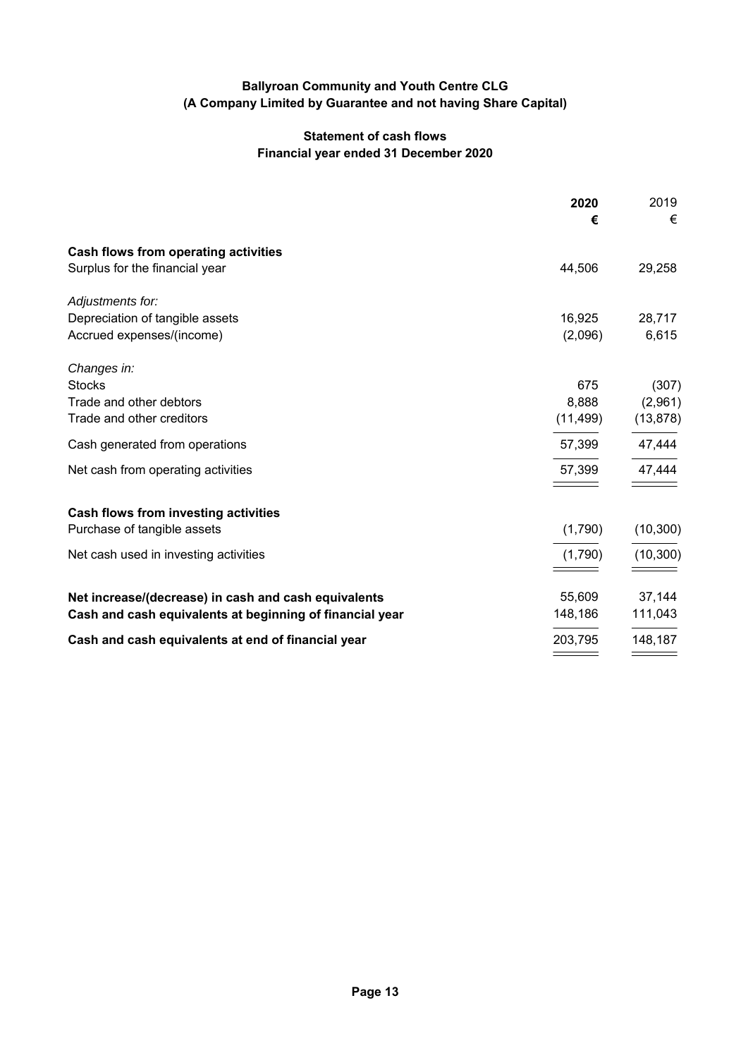# Ballyroan Community and Youth Centre CLG
## (A Company Limited by Guarantee and not having Share Capital)

### Statement of cash flows
### Financial year ended 31 December 2020

| | **2020** | 2019 |
|---|---|---|
| | **€** | € |
| **Cash flows from operating activities** | | |
| Surplus for the financial year | 44,506 | 29,258 |
| *Adjustments for:* | | |
| Depreciation of tangible assets | 16,925 | 28,717 |
| Accrued expenses/(income) | (2,096) | 6,615 |
| *Changes in:* | | |
| Stocks | 675 | (307) |
| Trade and other debtors | 8,888 | (2,961) |
| Trade and other creditors | (11,499) | (13,878) |
| Cash generated from operations | 57,399 | 47,444 |
| Net cash from operating activities | 57,399 | 47,444 |
| **Cash flows from investing activities** | | |
| Purchase of tangible assets | (1,790) | (10,300) |
| Net cash used in investing activities | (1,790) | (10,300) |
| **Net increase/(decrease) in cash and cash equivalents** | 55,609 | 37,144 |
| **Cash and cash equivalents at beginning of financial year** | 148,186 | 111,043 |
| **Cash and cash equivalents at end of financial year** | 203,795 | 148,187 |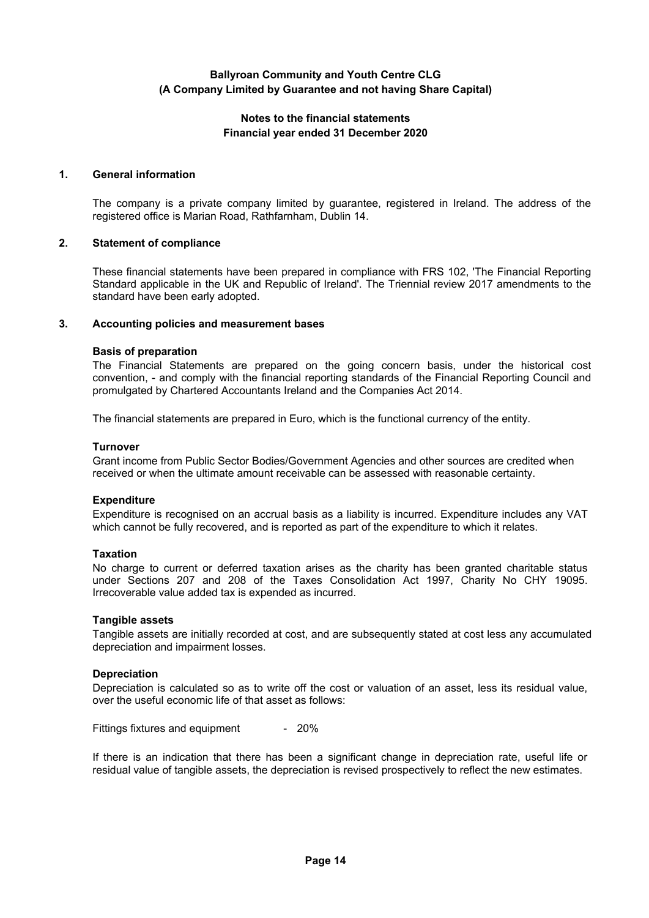**Ballyroan Community and Youth Centre CLG**
**(A Company Limited by Guarantee and not having Share Capital)**

**Notes to the financial statements**
**Financial year ended 31 December 2020**

## 1. General information

The company is a private company limited by guarantee, registered in Ireland. The address of the registered office is Marian Road, Rathfarnham, Dublin 14.

## 2. Statement of compliance

These financial statements have been prepared in compliance with FRS 102, 'The Financial Reporting Standard applicable in the UK and Republic of Ireland'. The Triennial review 2017 amendments to the standard have been early adopted.

## 3. Accounting policies and measurement bases

### Basis of preparation

The Financial Statements are prepared on the going concern basis, under the historical cost convention, - and comply with the financial reporting standards of the Financial Reporting Council and promulgated by Chartered Accountants Ireland and the Companies Act 2014.

The financial statements are prepared in Euro, which is the functional currency of the entity.

### Turnover

Grant income from Public Sector Bodies/Government Agencies and other sources are credited when received or when the ultimate amount receivable can be assessed with reasonable certainty.

### Expenditure

Expenditure is recognised on an accrual basis as a liability is incurred. Expenditure includes any VAT which cannot be fully recovered, and is reported as part of the expenditure to which it relates.

### Taxation

No charge to current or deferred taxation arises as the charity has been granted charitable status under Sections 207 and 208 of the Taxes Consolidation Act 1997, Charity No CHY 19095. Irrecoverable value added tax is expended as incurred.

### Tangible assets

Tangible assets are initially recorded at cost, and are subsequently stated at cost less any accumulated depreciation and impairment losses.

### Depreciation

Depreciation is calculated so as to write off the cost or valuation of an asset, less its residual value, over the useful economic life of that asset as follows:

Fittings fixtures and equipment - 20%

If there is an indication that there has been a significant change in depreciation rate, useful life or residual value of tangible assets, the depreciation is revised prospectively to reflect the new estimates.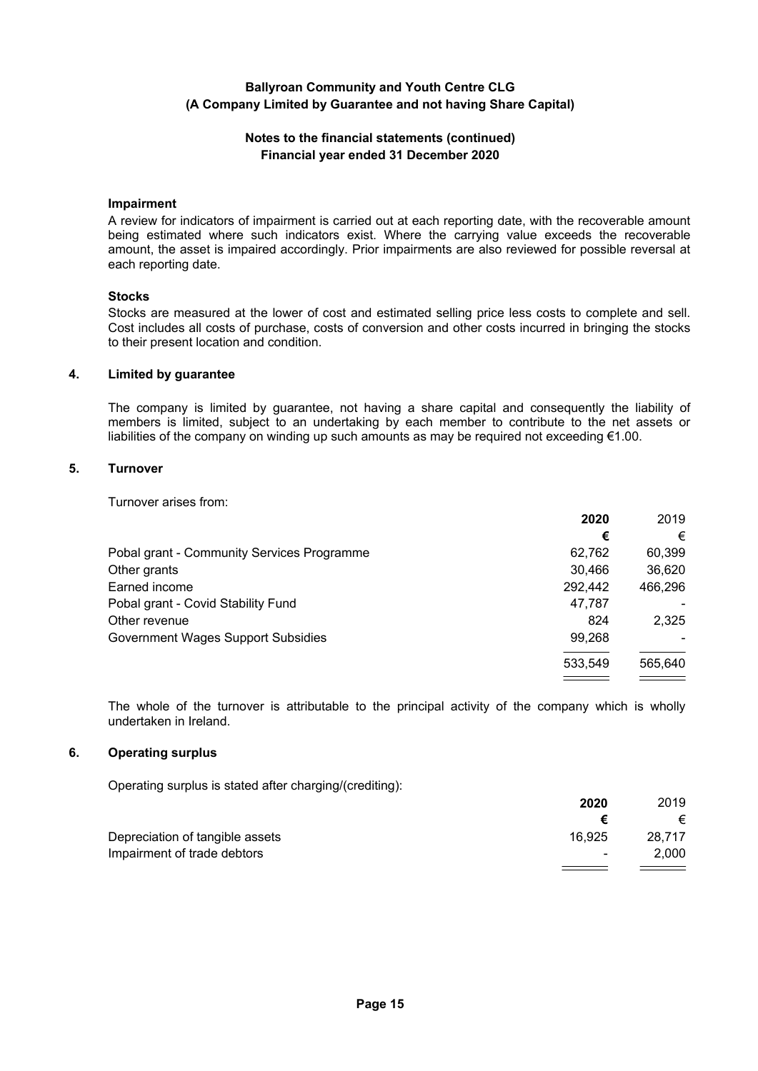**Ballyroan Community and Youth Centre CLG**
**(A Company Limited by Guarantee and not having Share Capital)**

**Notes to the financial statements (continued)**
**Financial year ended 31 December 2020**

**Impairment**

A review for indicators of impairment is carried out at each reporting date, with the recoverable amount being estimated where such indicators exist. Where the carrying value exceeds the recoverable amount, the asset is impaired accordingly. Prior impairments are also reviewed for possible reversal at each reporting date.

**Stocks**

Stocks are measured at the lower of cost and estimated selling price less costs to complete and sell. Cost includes all costs of purchase, costs of conversion and other costs incurred in bringing the stocks to their present location and condition.

## 4. Limited by guarantee

The company is limited by guarantee, not having a share capital and consequently the liability of members is limited, subject to an undertaking by each member to contribute to the net assets or liabilities of the company on winding up such amounts as may be required not exceeding €1.00.

## 5. Turnover

Turnover arises from:

| | **2020** | 2019 |
|---|---|---|
| | **€** | € |
| Pobal grant - Community Services Programme | 62,762 | 60,399 |
| Other grants | 30,466 | 36,620 |
| Earned income | 292,442 | 466,296 |
| Pobal grant - Covid Stability Fund | 47,787 | - |
| Other revenue | 824 | 2,325 |
| Government Wages Support Subsidies | 99,268 | - |
| | 533,549 | 565,640 |

The whole of the turnover is attributable to the principal activity of the company which is wholly undertaken in Ireland.

## 6. Operating surplus

Operating surplus is stated after charging/(crediting):

| | **2020** | 2019 |
|---|---|---|
| | **€** | € |
| Depreciation of tangible assets | 16,925 | 28,717 |
| Impairment of trade debtors | - | 2,000 |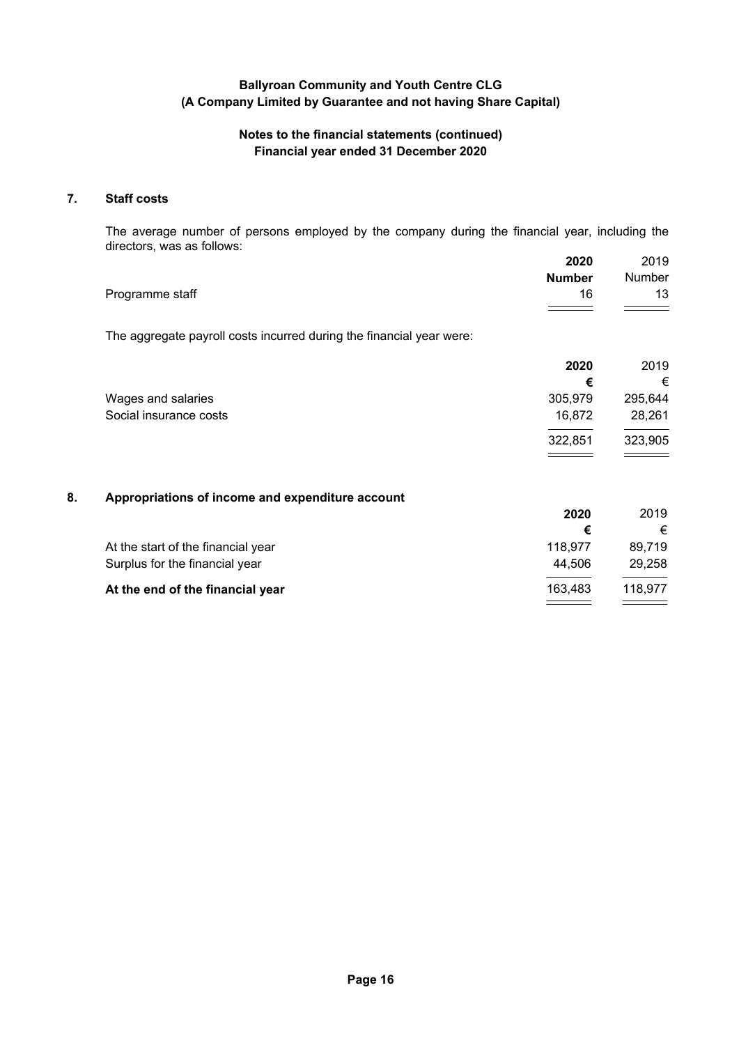**Ballyroan Community and Youth Centre CLG**
**(A Company Limited by Guarantee and not having Share Capital)**

**Notes to the financial statements (continued)**
**Financial year ended 31 December 2020**

## 7. Staff costs

The average number of persons employed by the company during the financial year, including the directors, was as follows:

| | 2020 | 2019 |
|---|---|---|
| | **Number** | Number |
| Programme staff | 16 | 13 |

The aggregate payroll costs incurred during the financial year were:

| | 2020 | 2019 |
|---|---|---|
| | **€** | € |
| Wages and salaries | 305,979 | 295,644 |
| Social insurance costs | 16,872 | 28,261 |
| | 322,851 | 323,905 |

## 8. Appropriations of income and expenditure account

| | 2020 | 2019 |
|---|---|---|
| | **€** | € |
| At the start of the financial year | 118,977 | 89,719 |
| Surplus for the financial year | 44,506 | 29,258 |
| **At the end of the financial year** | 163,483 | 118,977 |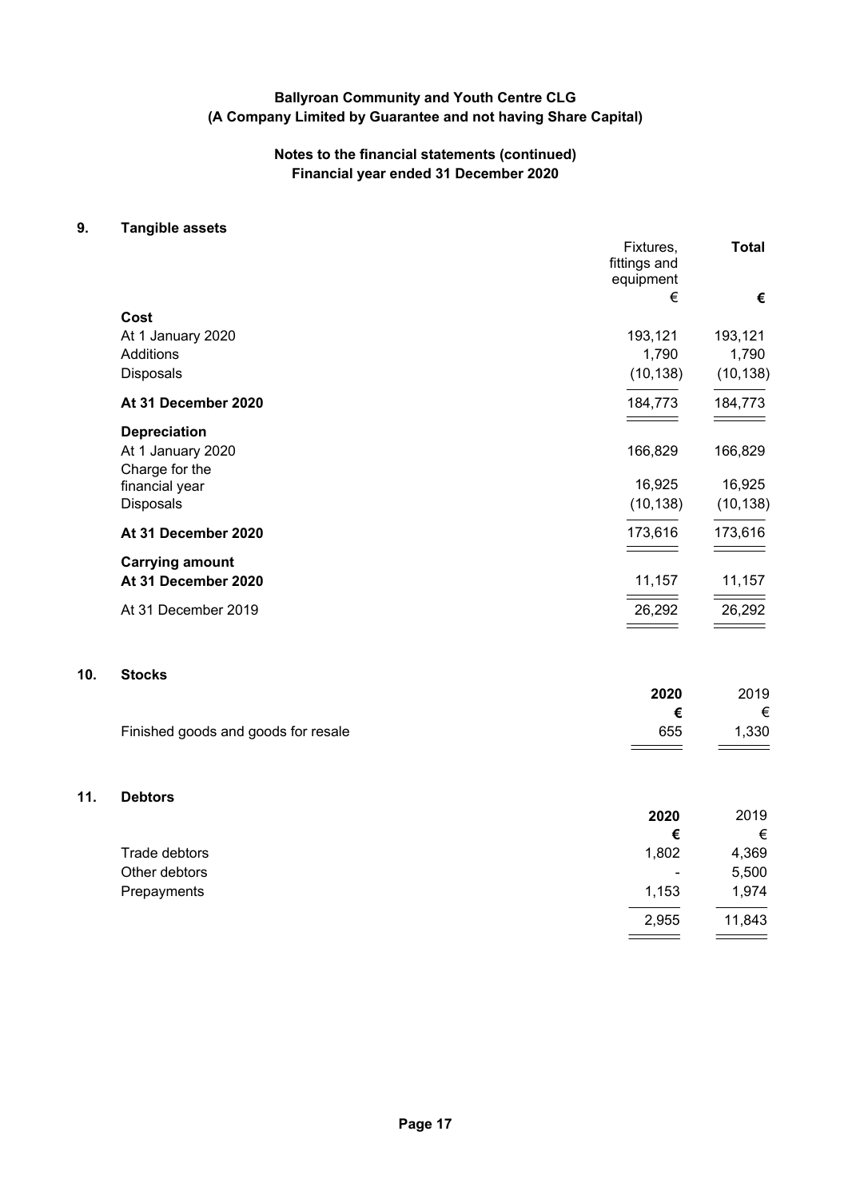**Ballyroan Community and Youth Centre CLG**
**(A Company Limited by Guarantee and not having Share Capital)**

**Notes to the financial statements (continued)**
**Financial year ended 31 December 2020**

## 9. Tangible assets

| | Fixtures, fittings and equipment | **Total** |
|---|---|---|
| | € | **€** |
| **Cost** | | |
| At 1 January 2020 | 193,121 | 193,121 |
| Additions | 1,790 | 1,790 |
| Disposals | (10,138) | (10,138) |
| **At 31 December 2020** | 184,773 | 184,773 |
| **Depreciation** | | |
| At 1 January 2020 | 166,829 | 166,829 |
| Charge for the financial year | 16,925 | 16,925 |
| Disposals | (10,138) | (10,138) |
| **At 31 December 2020** | 173,616 | 173,616 |
| **Carrying amount** | | |
| **At 31 December 2020** | 11,157 | 11,157 |
| At 31 December 2019 | 26,292 | 26,292 |

## 10. Stocks

| | **2020** | 2019 |
|---|---|---|
| | **€** | € |
| Finished goods and goods for resale | 655 | 1,330 |

## 11. Debtors

| | **2020** | 2019 |
|---|---|---|
| | **€** | € |
| Trade debtors | 1,802 | 4,369 |
| Other debtors | - | 5,500 |
| Prepayments | 1,153 | 1,974 |
| | 2,955 | 11,843 |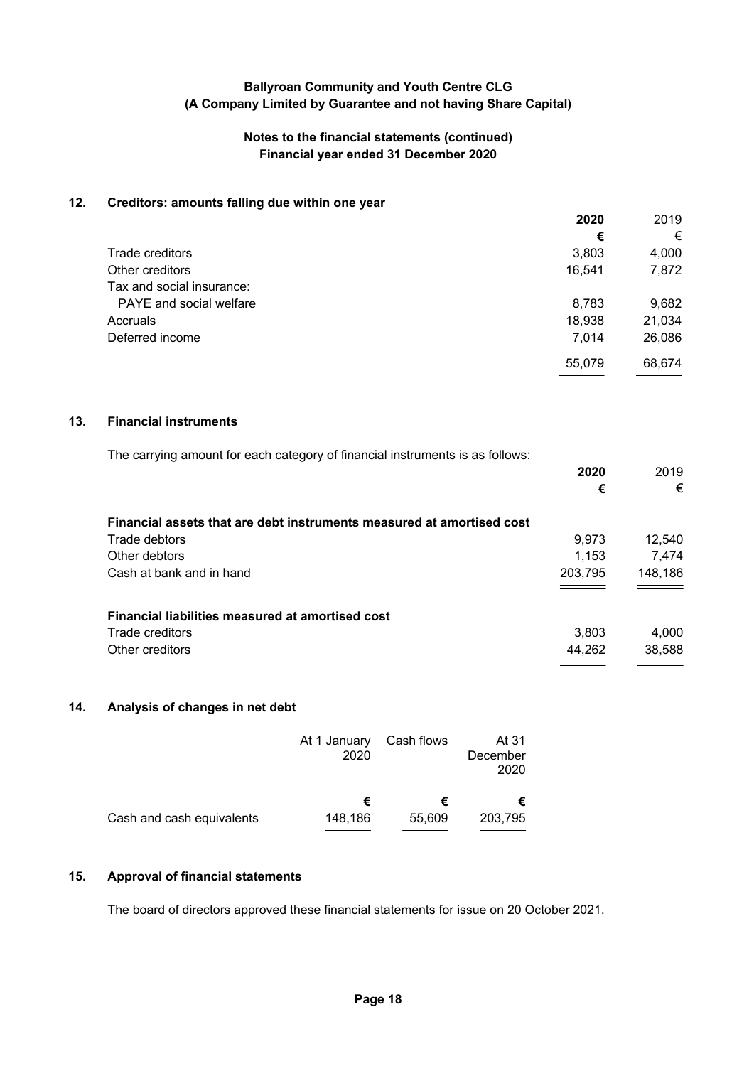**Ballyroan Community and Youth Centre CLG**
**(A Company Limited by Guarantee and not having Share Capital)**

**Notes to the financial statements (continued)**
**Financial year ended 31 December 2020**

## 12. Creditors: amounts falling due within one year

| | **2020** | 2019 |
|---|---|---|
| | **€** | € |
| Trade creditors | 3,803 | 4,000 |
| Other creditors | 16,541 | 7,872 |
| Tax and social insurance: | | |
| PAYE and social welfare | 8,783 | 9,682 |
| Accruals | 18,938 | 21,034 |
| Deferred income | 7,014 | 26,086 |
| | 55,079 | 68,674 |

## 13. Financial instruments

The carrying amount for each category of financial instruments is as follows:

| | **2020** | 2019 |
|---|---|---|
| | **€** | € |
| **Financial assets that are debt instruments measured at amortised cost** | | |
| Trade debtors | 9,973 | 12,540 |
| Other debtors | 1,153 | 7,474 |
| Cash at bank and in hand | 203,795 | 148,186 |
| **Financial liabilities measured at amortised cost** | | |
| Trade creditors | 3,803 | 4,000 |
| Other creditors | 44,262 | 38,588 |

## 14. Analysis of changes in net debt

| | At 1 January 2020 | Cash flows | At 31 December 2020 |
|---|---|---|---|
| | € | € | € |
| Cash and cash equivalents | 148,186 | 55,609 | 203,795 |

## 15. Approval of financial statements

The board of directors approved these financial statements for issue on 20 October 2021.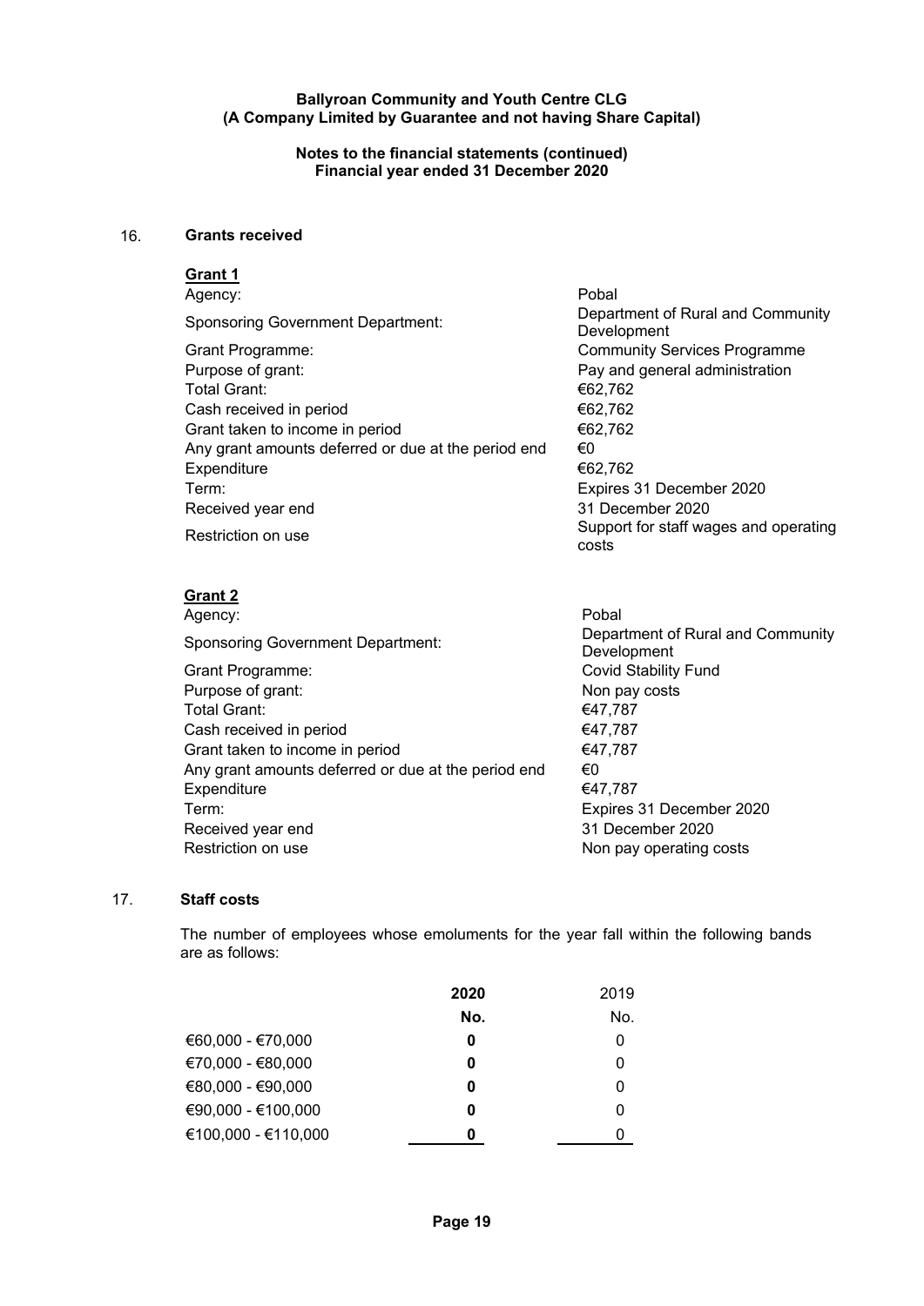**Ballyroan Community and Youth Centre CLG**
**(A Company Limited by Guarantee and not having Share Capital)**

**Notes to the financial statements (continued)**
**Financial year ended 31 December 2020**

## 16. Grants received

**Grant 1**

| | |
|---|---|
| Agency: | Pobal |
| Sponsoring Government Department: | Department of Rural and Community Development |
| Grant Programme: | Community Services Programme |
| Purpose of grant: | Pay and general administration |
| Total Grant: | €62,762 |
| Cash received in period | €62,762 |
| Grant taken to income in period | €62,762 |
| Any grant amounts deferred or due at the period end | €0 |
| Expenditure | €62,762 |
| Term: | Expires 31 December 2020 |
| Received year end | 31 December 2020 |
| Restriction on use | Support for staff wages and operating costs |

**Grant 2**

| | |
|---|---|
| Agency: | Pobal |
| Sponsoring Government Department: | Department of Rural and Community Development |
| Grant Programme: | Covid Stability Fund |
| Purpose of grant: | Non pay costs |
| Total Grant: | €47,787 |
| Cash received in period | €47,787 |
| Grant taken to income in period | €47,787 |
| Any grant amounts deferred or due at the period end | €0 |
| Expenditure | €47,787 |
| Term: | Expires 31 December 2020 |
| Received year end | 31 December 2020 |
| Restriction on use | Non pay operating costs |

## 17. Staff costs

The number of employees whose emoluments for the year fall within the following bands are as follows:

| | **2020** | 2019 |
|---|---|---|
| | **No.** | No. |
| €60,000 - €70,000 | **0** | 0 |
| €70,000 - €80,000 | **0** | 0 |
| €80,000 - €90,000 | **0** | 0 |
| €90,000 - €100,000 | **0** | 0 |
| €100,000 - €110,000 | **0** | 0 |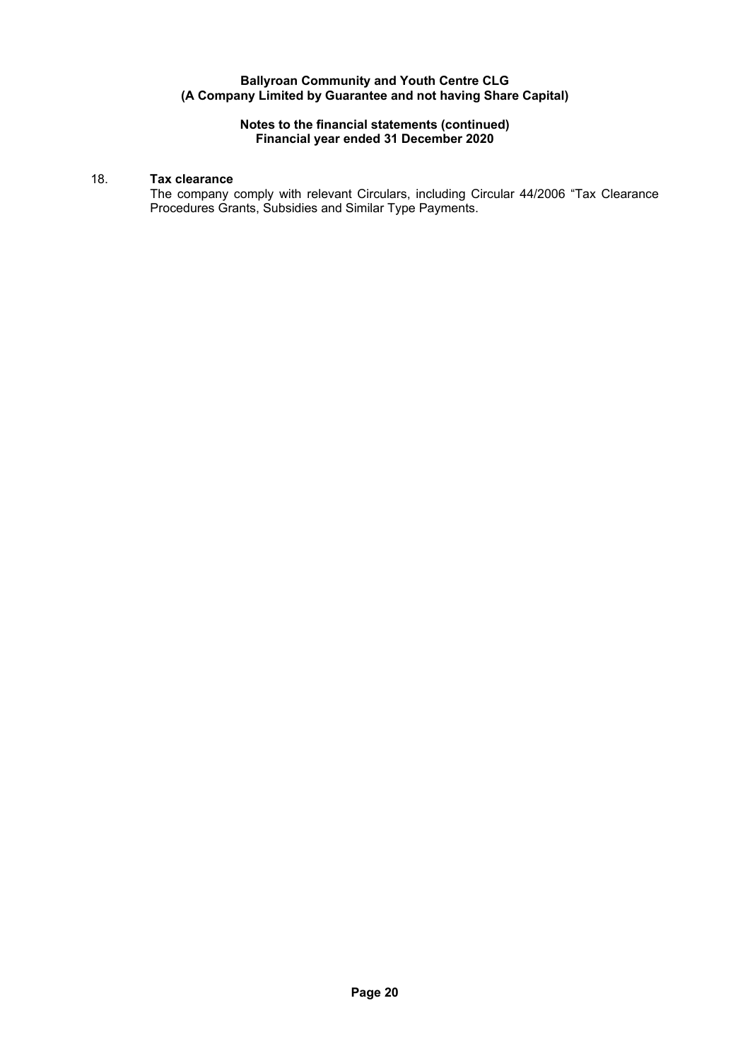**Ballyroan Community and Youth Centre CLG**
**(A Company Limited by Guarantee and not having Share Capital)**

**Notes to the financial statements (continued)**
**Financial year ended 31 December 2020**

### 18. Tax clearance

The company comply with relevant Circulars, including Circular 44/2006 "Tax Clearance Procedures Grants, Subsidies and Similar Type Payments.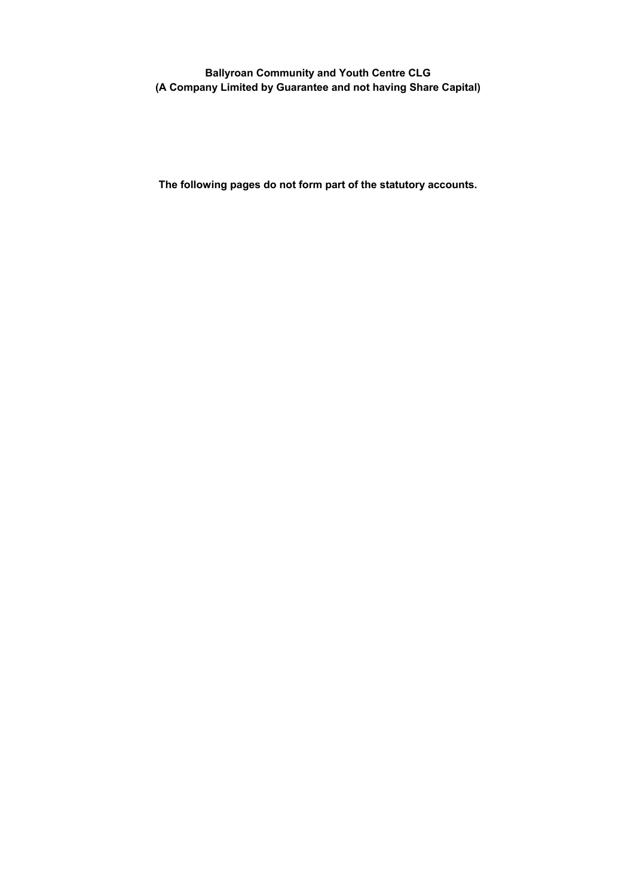**Ballyroan Community and Youth Centre CLG**
**(A Company Limited by Guarantee and not having Share Capital)**

**The following pages do not form part of the statutory accounts.**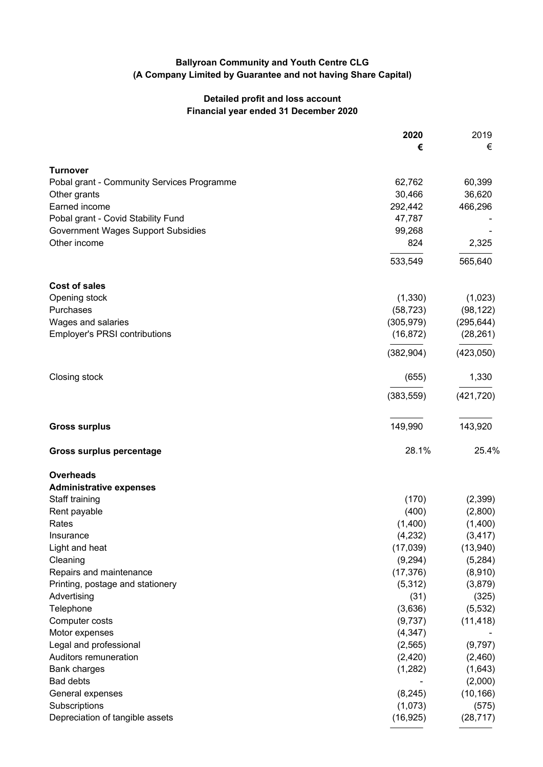**Ballyroan Community and Youth Centre CLG**
**(A Company Limited by Guarantee and not having Share Capital)**

**Detailed profit and loss account**
**Financial year ended 31 December 2020**

| | **2020** | 2019 |
|---|---|---|
| | **€** | € |
| **Turnover** | | |
| Pobal grant - Community Services Programme | 62,762 | 60,399 |
| Other grants | 30,466 | 36,620 |
| Earned income | 292,442 | 466,296 |
| Pobal grant - Covid Stability Fund | 47,787 | - |
| Government Wages Support Subsidies | 99,268 | - |
| Other income | 824 | 2,325 |
| | 533,549 | 565,640 |
| **Cost of sales** | | |
| Opening stock | (1,330) | (1,023) |
| Purchases | (58,723) | (98,122) |
| Wages and salaries | (305,979) | (295,644) |
| Employer's PRSI contributions | (16,872) | (28,261) |
| | (382,904) | (423,050) |
| Closing stock | (655) | 1,330 |
| | (383,559) | (421,720) |
| **Gross surplus** | 149,990 | 143,920 |
| **Gross surplus percentage** | 28.1% | 25.4% |
| **Overheads** | | |
| **Administrative expenses** | | |
| Staff training | (170) | (2,399) |
| Rent payable | (400) | (2,800) |
| Rates | (1,400) | (1,400) |
| Insurance | (4,232) | (3,417) |
| Light and heat | (17,039) | (13,940) |
| Cleaning | (9,294) | (5,284) |
| Repairs and maintenance | (17,376) | (8,910) |
| Printing, postage and stationery | (5,312) | (3,879) |
| Advertising | (31) | (325) |
| Telephone | (3,636) | (5,532) |
| Computer costs | (9,737) | (11,418) |
| Motor expenses | (4,347) | - |
| Legal and professional | (2,565) | (9,797) |
| Auditors remuneration | (2,420) | (2,460) |
| Bank charges | (1,282) | (1,643) |
| Bad debts | - | (2,000) |
| General expenses | (8,245) | (10,166) |
| Subscriptions | (1,073) | (575) |
| Depreciation of tangible assets | (16,925) | (28,717) |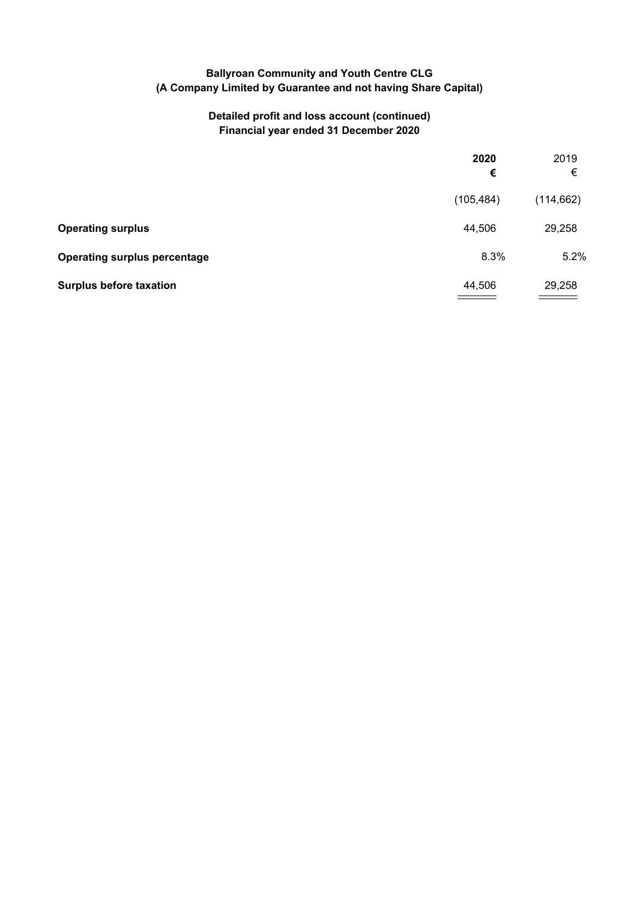**Ballyroan Community and Youth Centre CLG**
**(A Company Limited by Guarantee and not having Share Capital)**

**Detailed profit and loss account (continued)**
**Financial year ended 31 December 2020**

| | **2020** | 2019 |
|---|---|---|
| | **€** | € |
| | (105,484) | (114,662) |
| **Operating surplus** | 44,506 | 29,258 |
| **Operating surplus percentage** | 8.3% | 5.2% |
| **Surplus before taxation** | 44,506 | 29,258 |